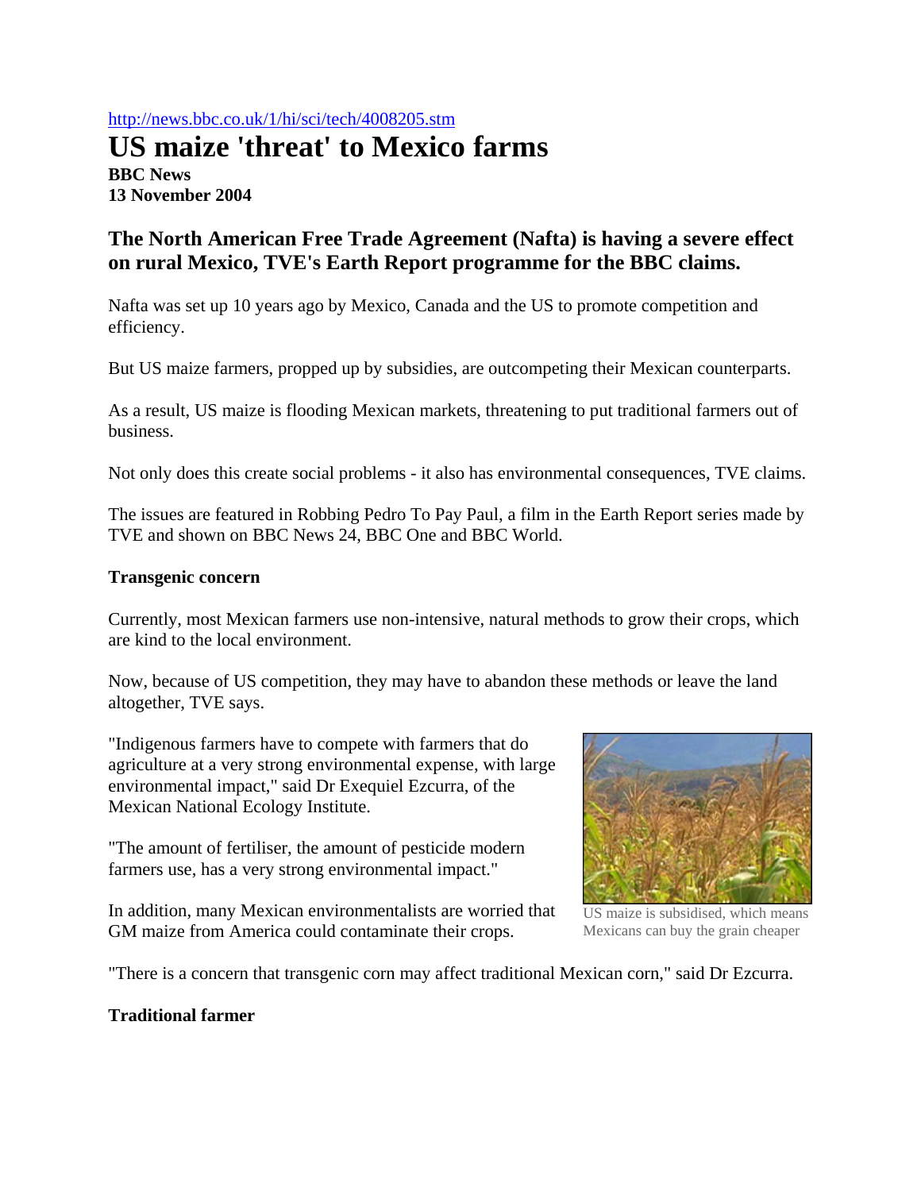http://news.bbc.co.uk/1/hi/sci/tech/4008205.stm

# US maize 'threat' to Mexico farms

**BBC News**
**13 November 2004**

## The North American Free Trade Agreement (Nafta) is having a severe effect on rural Mexico, TVE's Earth Report programme for the BBC claims.

Nafta was set up 10 years ago by Mexico, Canada and the US to promote competition and efficiency.

But US maize farmers, propped up by subsidies, are outcompeting their Mexican counterparts.

As a result, US maize is flooding Mexican markets, threatening to put traditional farmers out of business.

Not only does this create social problems - it also has environmental consequences, TVE claims.

The issues are featured in Robbing Pedro To Pay Paul, a film in the Earth Report series made by TVE and shown on BBC News 24, BBC One and BBC World.

**Transgenic concern**

Currently, most Mexican farmers use non-intensive, natural methods to grow their crops, which are kind to the local environment.

Now, because of US competition, they may have to abandon these methods or leave the land altogether, TVE says.

"Indigenous farmers have to compete with farmers that do agriculture at a very strong environmental expense, with large environmental impact," said Dr Exequiel Ezcurra, of the Mexican National Ecology Institute.

"The amount of fertiliser, the amount of pesticide modern farmers use, has a very strong environmental impact."

US maize is subsidised, which means Mexicans can buy the grain cheaper

In addition, many Mexican environmentalists are worried that GM maize from America could contaminate their crops.

"There is a concern that transgenic corn may affect traditional Mexican corn," said Dr Ezcurra.

**Traditional farmer**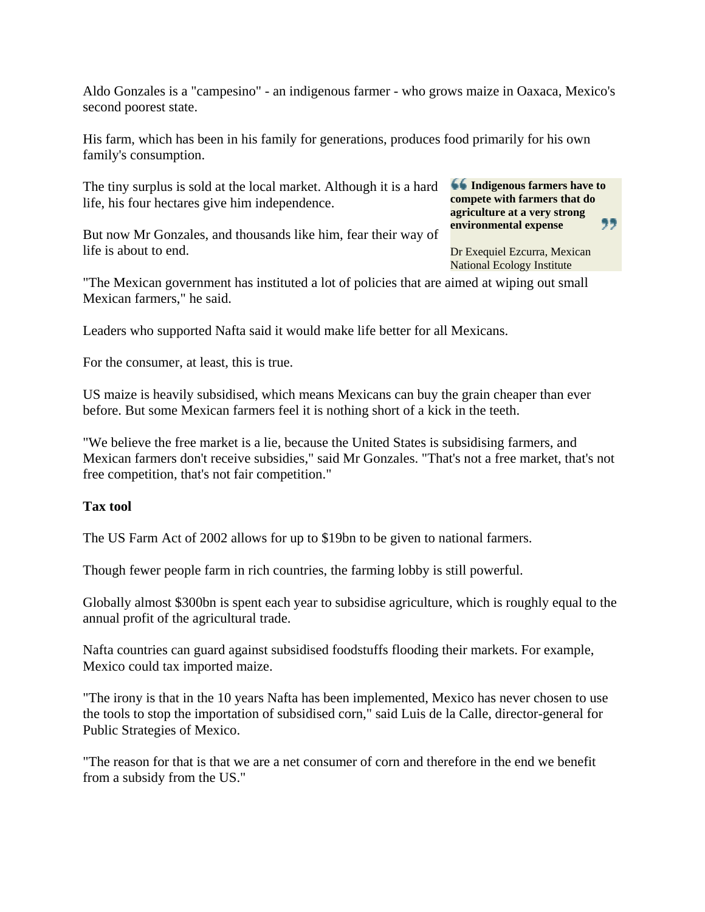Aldo Gonzales is a "campesino" - an indigenous farmer - who grows maize in Oaxaca, Mexico's second poorest state.

His farm, which has been in his family for generations, produces food primarily for his own family's consumption.

The tiny surplus is sold at the local market. Although it is a hard life, his four hectares give him independence.

But now Mr Gonzales, and thousands like him, fear their way of life is about to end.

> **Indigenous farmers have to compete with farmers that do agriculture at a very strong environmental expense**
>
> Dr Exequiel Ezcurra, Mexican National Ecology Institute

"The Mexican government has instituted a lot of policies that are aimed at wiping out small Mexican farmers," he said.

Leaders who supported Nafta said it would make life better for all Mexicans.

For the consumer, at least, this is true.

US maize is heavily subsidised, which means Mexicans can buy the grain cheaper than ever before. But some Mexican farmers feel it is nothing short of a kick in the teeth.

"We believe the free market is a lie, because the United States is subsidising farmers, and Mexican farmers don't receive subsidies," said Mr Gonzales. "That's not a free market, that's not free competition, that's not fair competition."

**Tax tool**

The US Farm Act of 2002 allows for up to $19bn to be given to national farmers.

Though fewer people farm in rich countries, the farming lobby is still powerful.

Globally almost $300bn is spent each year to subsidise agriculture, which is roughly equal to the annual profit of the agricultural trade.

Nafta countries can guard against subsidised foodstuffs flooding their markets. For example, Mexico could tax imported maize.

"The irony is that in the 10 years Nafta has been implemented, Mexico has never chosen to use the tools to stop the importation of subsidised corn," said Luis de la Calle, director-general for Public Strategies of Mexico.

"The reason for that is that we are a net consumer of corn and therefore in the end we benefit from a subsidy from the US."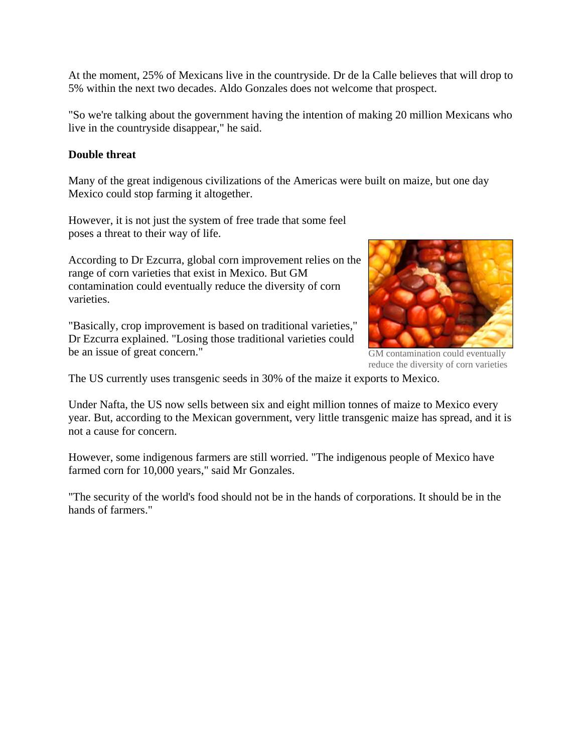At the moment, 25% of Mexicans live in the countryside. Dr de la Calle believes that will drop to 5% within the next two decades. Aldo Gonzales does not welcome that prospect.

"So we're talking about the government having the intention of making 20 million Mexicans who live in the countryside disappear," he said.

**Double threat**

Many of the great indigenous civilizations of the Americas were built on maize, but one day Mexico could stop farming it altogether.

However, it is not just the system of free trade that some feel poses a threat to their way of life.

According to Dr Ezcurra, global corn improvement relies on the range of corn varieties that exist in Mexico. But GM contamination could eventually reduce the diversity of corn varieties.

"Basically, crop improvement is based on traditional varieties," Dr Ezcurra explained. "Losing those traditional varieties could be an issue of great concern."

GM contamination could eventually reduce the diversity of corn varieties

The US currently uses transgenic seeds in 30% of the maize it exports to Mexico.

Under Nafta, the US now sells between six and eight million tonnes of maize to Mexico every year. But, according to the Mexican government, very little transgenic maize has spread, and it is not a cause for concern.

However, some indigenous farmers are still worried. "The indigenous people of Mexico have farmed corn for 10,000 years," said Mr Gonzales.

"The security of the world's food should not be in the hands of corporations. It should be in the hands of farmers."